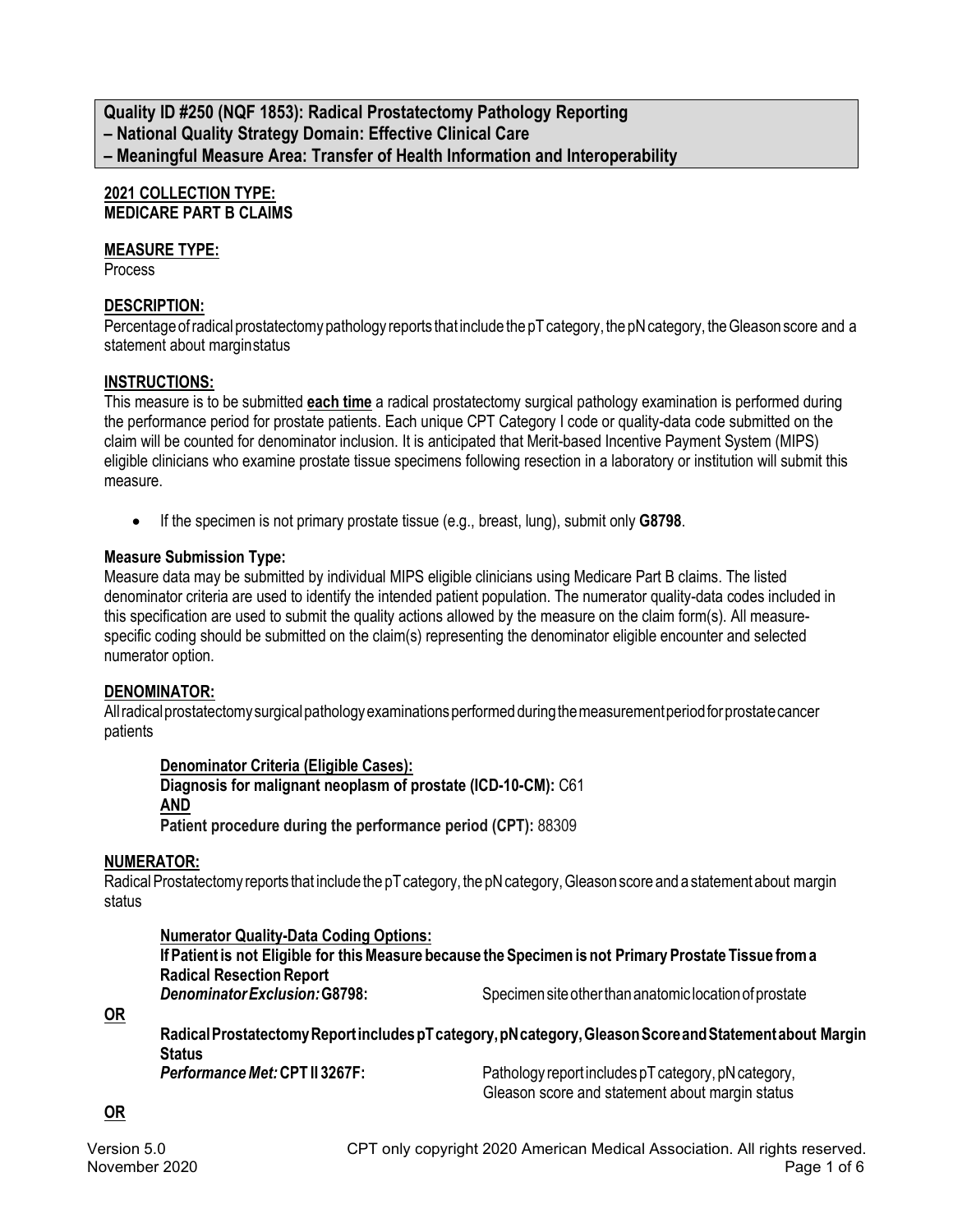## Quality ID #250 (NQF 1853): Radical Prostatectomy Pathology Reporting
## – National Quality Strategy Domain: Effective Clinical Care
## – Meaningful Measure Area: Transfer of Health Information and Interoperability

**2021 COLLECTION TYPE:**
**MEDICARE PART B CLAIMS**

**MEASURE TYPE:**
Process

**DESCRIPTION:**
Percentage of radical prostatectomy pathology reports that include the pT category, the pN category, the Gleason score and a statement about margin status

**INSTRUCTIONS:**
This measure is to be submitted **each time** a radical prostatectomy surgical pathology examination is performed during the performance period for prostate patients. Each unique CPT Category I code or quality-data code submitted on the claim will be counted for denominator inclusion. It is anticipated that Merit-based Incentive Payment System (MIPS) eligible clinicians who examine prostate tissue specimens following resection in a laboratory or institution will submit this measure.

- If the specimen is not primary prostate tissue (e.g., breast, lung), submit only **G8798**.

**Measure Submission Type:**
Measure data may be submitted by individual MIPS eligible clinicians using Medicare Part B claims. The listed denominator criteria are used to identify the intended patient population. The numerator quality-data codes included in this specification are used to submit the quality actions allowed by the measure on the claim form(s). All measure-specific coding should be submitted on the claim(s) representing the denominator eligible encounter and selected numerator option.

**DENOMINATOR:**
All radical prostatectomy surgical pathology examinations performed during the measurement period for prostate cancer patients

**Denominator Criteria (Eligible Cases):**
**Diagnosis for malignant neoplasm of prostate (ICD-10-CM):** C61
**AND**
**Patient procedure during the performance period (CPT):** 88309

**NUMERATOR:**
Radical Prostatectomy reports that include the pT category, the pN category, Gleason score and a statement about margin status

**Numerator Quality-Data Coding Options:**
**If Patient is not Eligible for this Measure because the Specimen is not Primary Prostate Tissue from a Radical Resection Report**
***Denominator Exclusion:* G8798:** Specimen site other than anatomic location of prostate

**OR**

**Radical Prostatectomy Report includes pT category, pN category, Gleason Score and Statement about Margin Status**
***Performance Met:* CPT II 3267F:** Pathology report includes pT category, pN category, Gleason score and statement about margin status

**OR**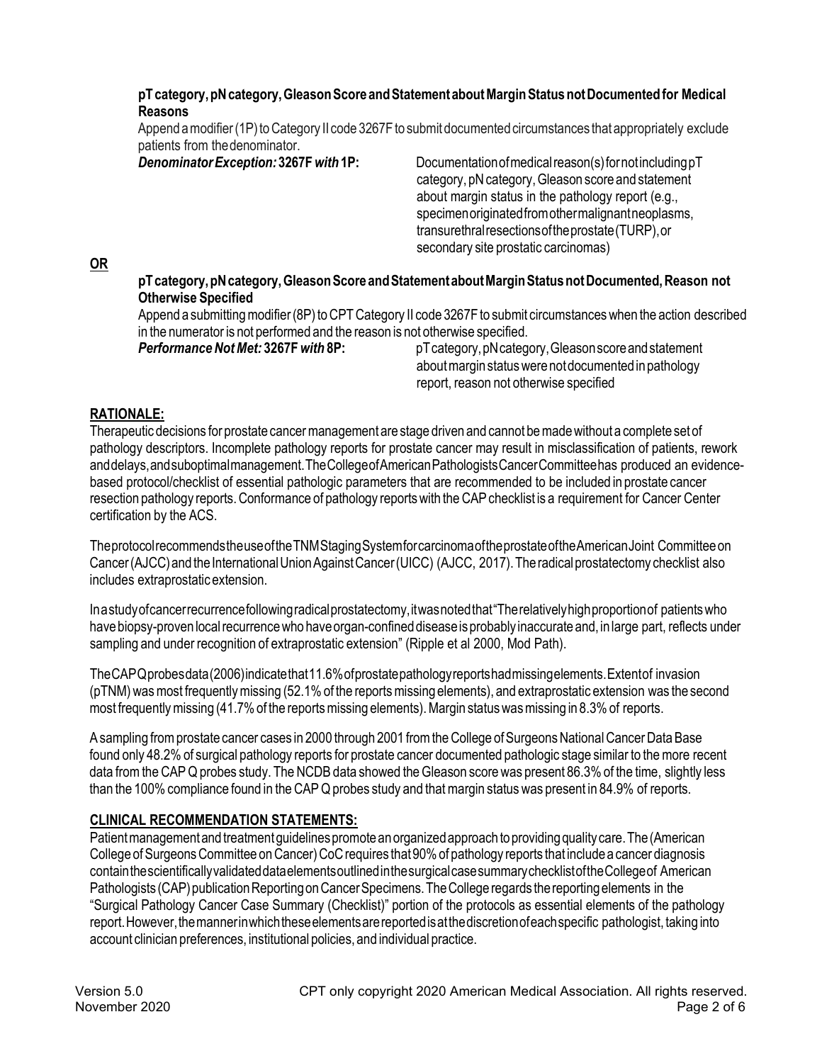**pT category, pN category, Gleason Score and Statement about Margin Status not Documented for Medical Reasons**

Append a modifier (1P) to Category II code 3267F to submit documented circumstances that appropriately exclude patients from the denominator.

***Denominator Exception:* 3267F *with* 1P:** Documentation of medical reason(s) for not including pT category, pN category, Gleason score and statement about margin status in the pathology report (e.g., specimen originated from other malignant neoplasms, transurethral resections of the prostate (TURP), or secondary site prostatic carcinomas)

**OR**

**pT category, pN category, Gleason Score and Statement about Margin Status not Documented, Reason not Otherwise Specified**

Append a submitting modifier (8P) to CPT Category II code 3267F to submit circumstances when the action described in the numerator is not performed and the reason is not otherwise specified.

***Performance Not Met:* 3267F *with* 8P:** pT category, pN category, Gleason score and statement about margin status were not documented in pathology report, reason not otherwise specified

## RATIONALE:

Therapeutic decisions for prostate cancer management are stage driven and cannot be made without a complete set of pathology descriptors. Incomplete pathology reports for prostate cancer may result in misclassification of patients, rework and delays, and suboptimal management. The College of American Pathologists Cancer Committee has produced an evidence-based protocol/checklist of essential pathologic parameters that are recommended to be included in prostate cancer resection pathology reports. Conformance of pathology reports with the CAP checklist is a requirement for Cancer Center certification by the ACS.

The protocol recommends the use of the TNM Staging System for carcinoma of the prostate of the American Joint Committee on Cancer (AJCC) and the International Union Against Cancer (UICC) (AJCC, 2017). The radical prostatectomy checklist also includes extraprostatic extension.

In a study of cancer recurrence following radical prostatectomy, it was noted that "The relatively high proportion of patients who have biopsy-proven local recurrence who have organ-confined disease is probably inaccurate and, in large part, reflects under sampling and under recognition of extraprostatic extension" (Ripple et al 2000, Mod Path).

The CAP Q probes data (2006) indicate that 11.6% of prostate pathology reports had missing elements. Extent of invasion (pTNM) was most frequently missing (52.1% of the reports missing elements), and extraprostatic extension was the second most frequently missing (41.7% of the reports missing elements). Margin status was missing in 8.3% of reports.

A sampling from prostate cancer cases in 2000 through 2001 from the College of Surgeons National Cancer Data Base found only 48.2% of surgical pathology reports for prostate cancer documented pathologic stage similar to the more recent data from the CAP Q probes study. The NCDB data showed the Gleason score was present 86.3% of the time, slightly less than the 100% compliance found in the CAP Q probes study and that margin status was present in 84.9% of reports.

## CLINICAL RECOMMENDATION STATEMENTS:

Patient management and treatment guidelines promote an organized approach to providing quality care. The (American College of Surgeons Committee on Cancer) CoC requires that 90% of pathology reports that include a cancer diagnosis contain the scientifically validated data elements outlined in the surgical case summary checklist of the College of American Pathologists (CAP) publication Reporting on Cancer Specimens. The College regards the reporting elements in the "Surgical Pathology Cancer Case Summary (Checklist)" portion of the protocols as essential elements of the pathology report. However, the manner in which these elements are reported is at the discretion of each specific pathologist, taking into account clinician preferences, institutional policies, and individual practice.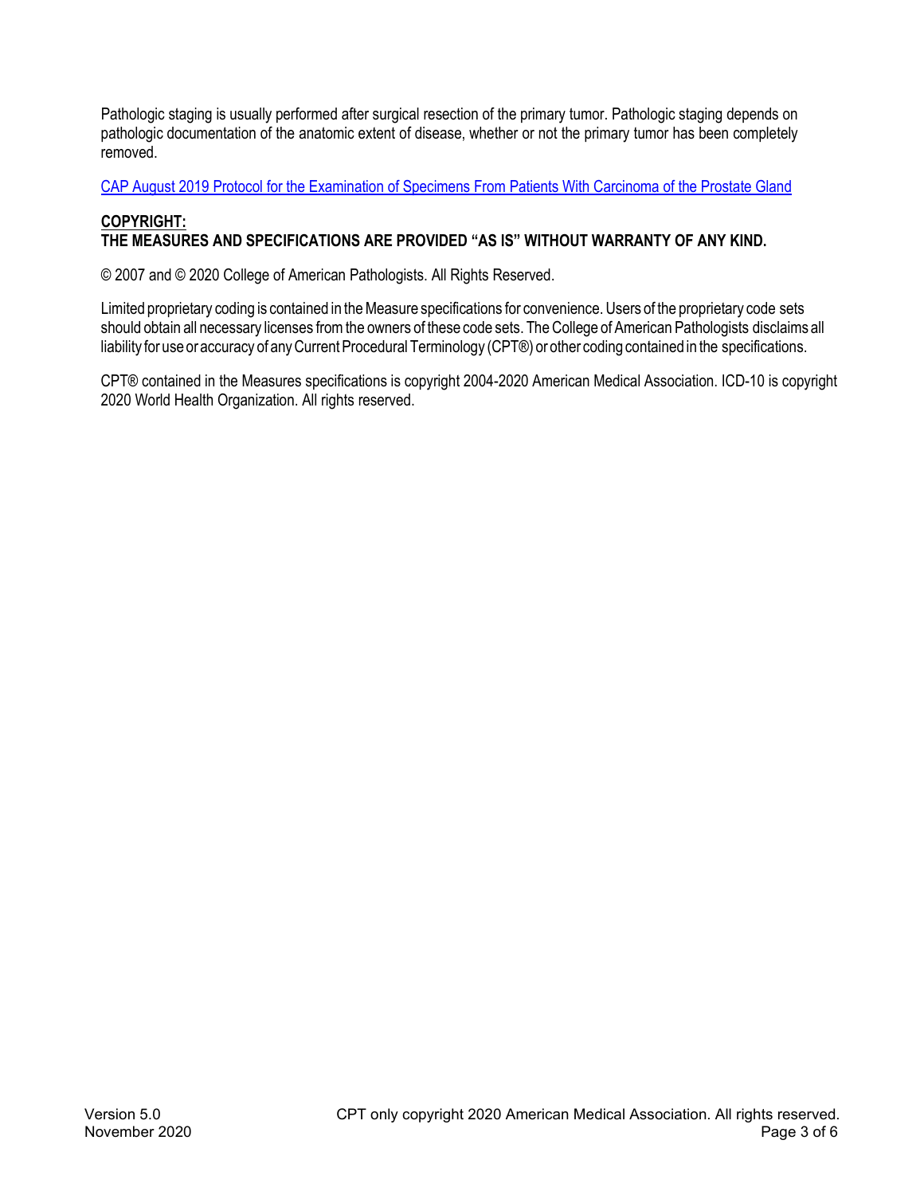Pathologic staging is usually performed after surgical resection of the primary tumor. Pathologic staging depends on pathologic documentation of the anatomic extent of disease, whether or not the primary tumor has been completely removed.

CAP August 2019 Protocol for the Examination of Specimens From Patients With Carcinoma of the Prostate Gland

**COPYRIGHT:**
**THE MEASURES AND SPECIFICATIONS ARE PROVIDED "AS IS" WITHOUT WARRANTY OF ANY KIND.**

© 2007 and © 2020 College of American Pathologists. All Rights Reserved.

Limited proprietary coding is contained in the Measure specifications for convenience. Users of the proprietary code sets should obtain all necessary licenses from the owners of these code sets. The College of American Pathologists disclaims all liability for use or accuracy of any Current Procedural Terminology (CPT®) or other coding contained in the specifications.

CPT® contained in the Measures specifications is copyright 2004-2020 American Medical Association. ICD-10 is copyright 2020 World Health Organization. All rights reserved.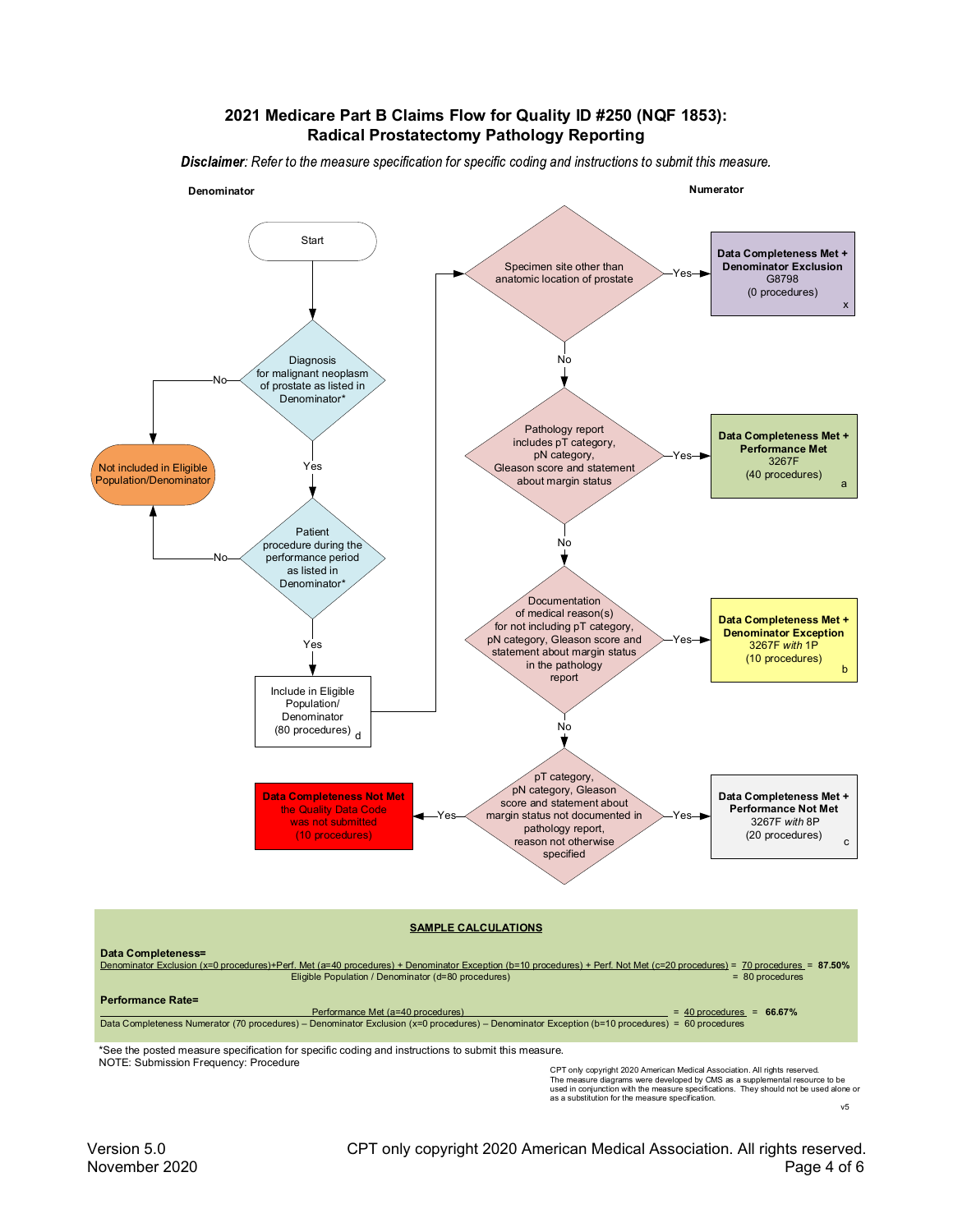# 2021 Medicare Part B Claims Flow for Quality ID #250 (NQF 1853): Radical Prostatectomy Pathology Reporting

***Disclaimer***: *Refer to the measure specification for specific coding and instructions to submit this measure.*

**Denominator**

Start

Diagnosis for malignant neoplasm of prostate as listed in Denominator*
- No → Not included in Eligible Population/Denominator
- Yes → Patient procedure during the performance period as listed in Denominator*
  - No → Not included in Eligible Population/Denominator
  - Yes → Include in Eligible Population/ Denominator (80 procedures) d

**Numerator**

Specimen site other than anatomic location of prostate
- Yes → **Data Completeness Met + Denominator Exclusion** G8798 (0 procedures) x
- No → Pathology report includes pT category, pN category, Gleason score and statement about margin status
  - Yes → **Data Completeness Met + Performance Met** 3267F (40 procedures) a
  - No → Documentation of medical reason(s) for not including pT category, pN category, Gleason score and statement about margin status in the pathology report
    - Yes → **Data Completeness Met + Denominator Exception** 3267F *with* 1P (10 procedures) b
    - No → pT category, pN category, Gleason score and statement about margin status not documented in pathology report, reason not otherwise specified
      - Yes → **Data Completeness Met + Performance Not Met** 3267F *with* 8P (20 procedures) c
      - Yes → **Data Completeness Not Met** the Quality Data Code was not submitted (10 procedures)

## SAMPLE CALCULATIONS

**Data Completeness=**

$$\frac{\text{Denominator Exclusion (x=0 procedures)+Perf. Met (a=40 procedures) + Denominator Exception (b=10 procedures) + Perf. Not Met (c=20 procedures)}}{\text{Eligible Population / Denominator (d=80 procedures)}} = \frac{\text{70 procedures}}{\text{80 procedures}} = \textbf{87.50\%}$$

**Performance Rate=**

$$\frac{\text{Performance Met (a=40 procedures)}}{\text{Data Completeness Numerator (70 procedures) – Denominator Exclusion (x=0 procedures) – Denominator Exception (b=10 procedures)}} = \frac{\text{40 procedures}}{\text{60 procedures}} = \textbf{66.67\%}$$

*See the posted measure specification for specific coding and instructions to submit this measure.

NOTE: Submission Frequency: Procedure

CPT only copyright 2020 American Medical Association. All rights reserved.
The measure diagrams were developed by CMS as a supplemental resource to be used in conjunction with the measure specifications. They should not be used alone or as a substitution for the measure specification.

v5

Version 5.0
November 2020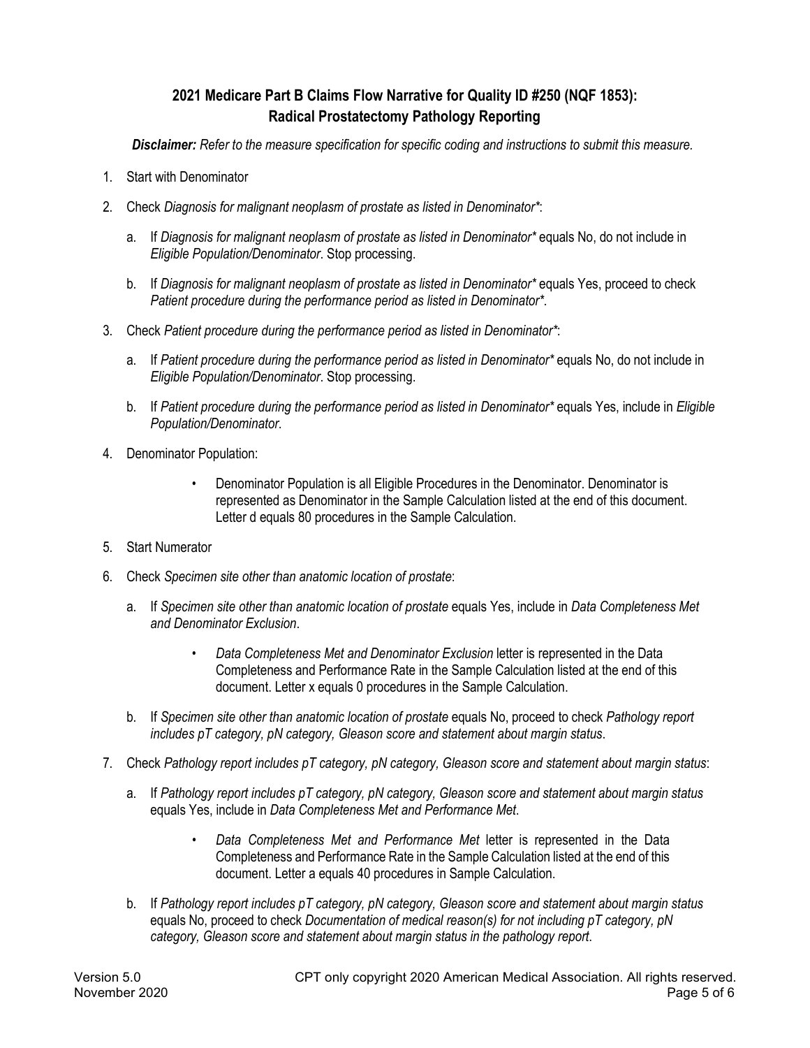## 2021 Medicare Part B Claims Flow Narrative for Quality ID #250 (NQF 1853): Radical Prostatectomy Pathology Reporting

***Disclaimer:** Refer to the measure specification for specific coding and instructions to submit this measure.*

1. Start with Denominator
2. Check *Diagnosis for malignant neoplasm of prostate as listed in Denominator**:
   a. If *Diagnosis for malignant neoplasm of prostate as listed in Denominator** equals No, do not include in *Eligible Population/Denominator*. Stop processing.
   b. If *Diagnosis for malignant neoplasm of prostate as listed in Denominator** equals Yes, proceed to check *Patient procedure during the performance period as listed in Denominator**.
3. Check *Patient procedure during the performance period as listed in Denominator**:
   a. If *Patient procedure during the performance period as listed in Denominator** equals No, do not include in *Eligible Population/Denominator*. Stop processing.
   b. If *Patient procedure during the performance period as listed in Denominator** equals Yes, include in *Eligible Population/Denominator*.
4. Denominator Population:
   - Denominator Population is all Eligible Procedures in the Denominator. Denominator is represented as Denominator in the Sample Calculation listed at the end of this document. Letter d equals 80 procedures in the Sample Calculation.
5. Start Numerator
6. Check *Specimen site other than anatomic location of prostate*:
   a. If *Specimen site other than anatomic location of prostate* equals Yes, include in *Data Completeness Met and Denominator Exclusion*.
      - *Data Completeness Met and Denominator Exclusion* letter is represented in the Data Completeness and Performance Rate in the Sample Calculation listed at the end of this document. Letter x equals 0 procedures in the Sample Calculation.

   b. If *Specimen site other than anatomic location of prostate* equals No, proceed to check *Pathology report includes pT category, pN category, Gleason score and statement about margin status*.
7. Check *Pathology report includes pT category, pN category, Gleason score and statement about margin status*:
   a. If *Pathology report includes pT category, pN category, Gleason score and statement about margin status* equals Yes, include in *Data Completeness Met and Performance Met*.
      - *Data Completeness Met and Performance Met* letter is represented in the Data Completeness and Performance Rate in the Sample Calculation listed at the end of this document. Letter a equals 40 procedures in Sample Calculation.

   b. If *Pathology report includes pT category, pN category, Gleason score and statement about margin status* equals No, proceed to check *Documentation of medical reason(s) for not including pT category, pN category, Gleason score and statement about margin status in the pathology report*.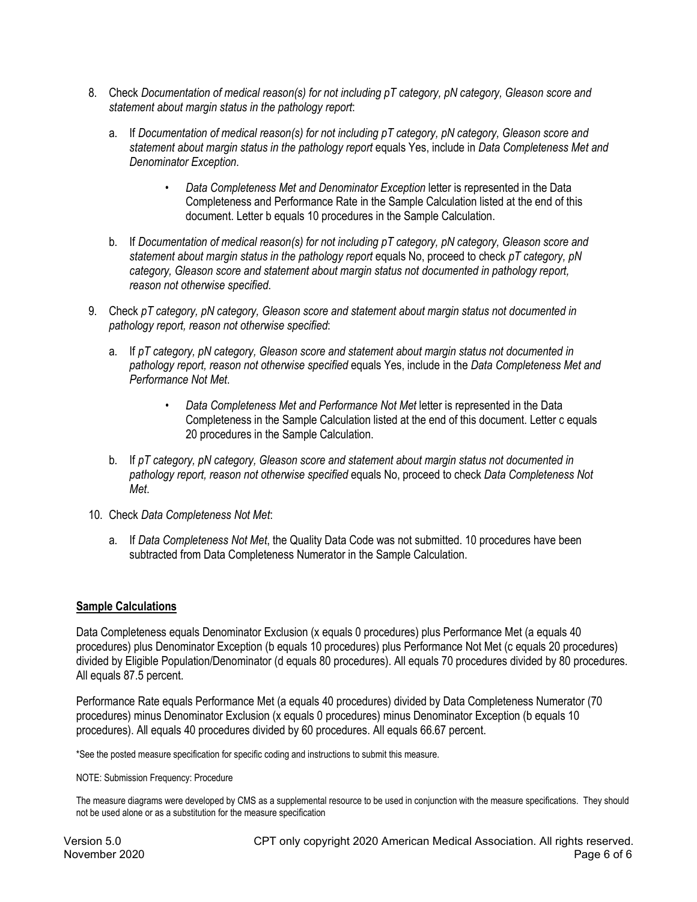8. Check *Documentation of medical reason(s) for not including pT category, pN category, Gleason score and statement about margin status in the pathology report*:

   a. If *Documentation of medical reason(s) for not including pT category, pN category, Gleason score and statement about margin status in the pathology report* equals Yes, include in *Data Completeness Met and Denominator Exception*.

      - *Data Completeness Met and Denominator Exception* letter is represented in the Data Completeness and Performance Rate in the Sample Calculation listed at the end of this document. Letter b equals 10 procedures in the Sample Calculation.

   b. If *Documentation of medical reason(s) for not including pT category, pN category, Gleason score and statement about margin status in the pathology report* equals No, proceed to check *pT category, pN category, Gleason score and statement about margin status not documented in pathology report, reason not otherwise specified*.

9. Check *pT category, pN category, Gleason score and statement about margin status not documented in pathology report, reason not otherwise specified*:

   a. If *pT category, pN category, Gleason score and statement about margin status not documented in pathology report, reason not otherwise specified* equals Yes, include in the *Data Completeness Met and Performance Not Met*.

      - *Data Completeness Met and Performance Not Met* letter is represented in the Data Completeness in the Sample Calculation listed at the end of this document. Letter c equals 20 procedures in the Sample Calculation.

   b. If *pT category, pN category, Gleason score and statement about margin status not documented in pathology report, reason not otherwise specified* equals No, proceed to check *Data Completeness Not Met*.

10. Check *Data Completeness Not Met*:

    a. If *Data Completeness Not Met*, the Quality Data Code was not submitted. 10 procedures have been subtracted from Data Completeness Numerator in the Sample Calculation.

**Sample Calculations**

Data Completeness equals Denominator Exclusion (x equals 0 procedures) plus Performance Met (a equals 40 procedures) plus Denominator Exception (b equals 10 procedures) plus Performance Not Met (c equals 20 procedures) divided by Eligible Population/Denominator (d equals 80 procedures). All equals 70 procedures divided by 80 procedures. All equals 87.5 percent.

Performance Rate equals Performance Met (a equals 40 procedures) divided by Data Completeness Numerator (70 procedures) minus Denominator Exclusion (x equals 0 procedures) minus Denominator Exception (b equals 10 procedures). All equals 40 procedures divided by 60 procedures. All equals 66.67 percent.

*See the posted measure specification for specific coding and instructions to submit this measure.

NOTE: Submission Frequency: Procedure

The measure diagrams were developed by CMS as a supplemental resource to be used in conjunction with the measure specifications. They should not be used alone or as a substitution for the measure specification

Version 5.0
November 2020

CPT only copyright 2020 American Medical Association. All rights reserved.